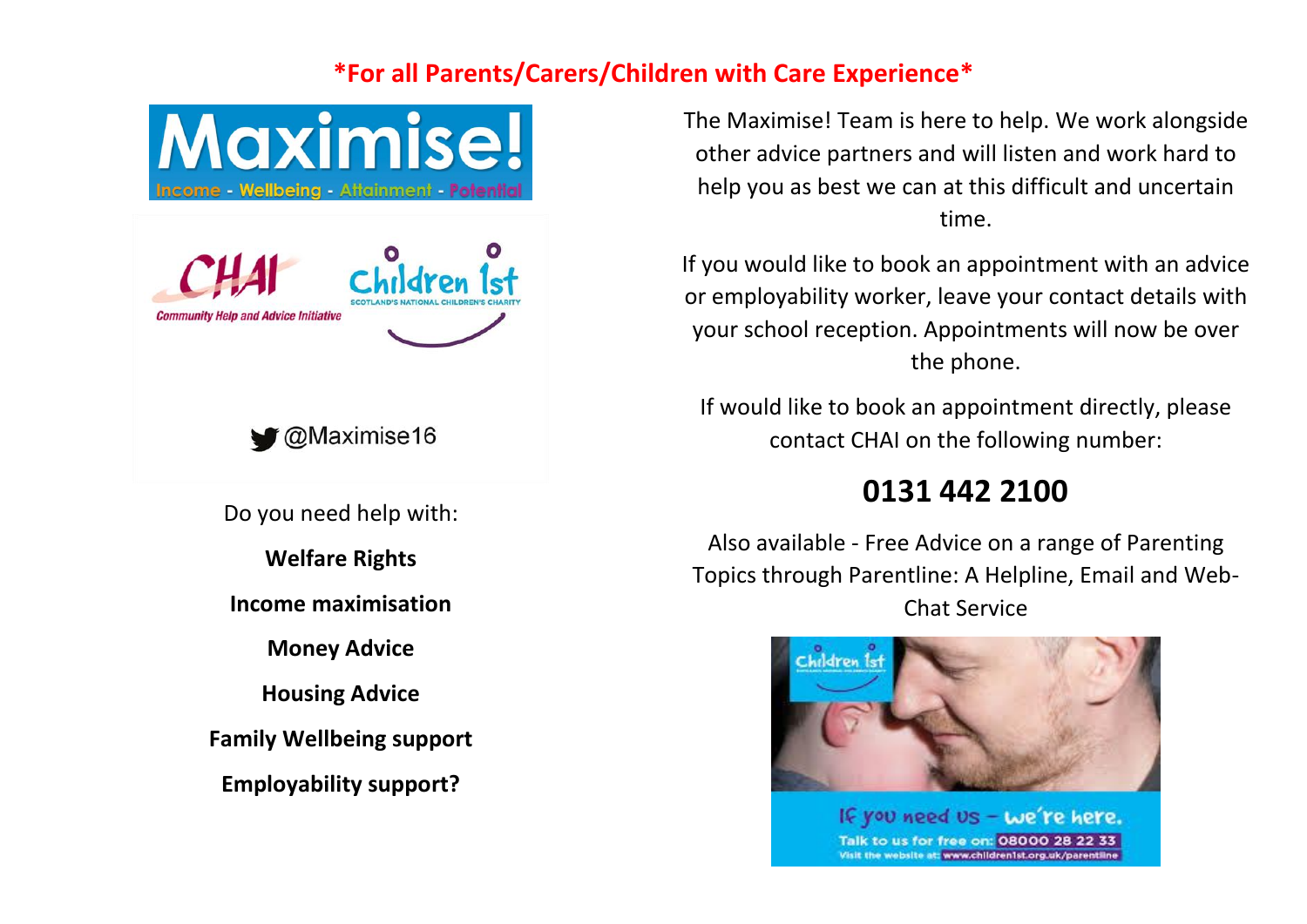**\*For all Parents/Carers/Children with Care Experience\***

Maximise!

Income - Wellbeing - Attainment - Potential

CHAI Community Help and Advice Initiative

Children 1st SCOTLAND'S NATIONAL CHILDREN'S CHARITY

@Maximise16

Do you need help with:

**Welfare Rights**

**Income maximisation**

**Money Advice**

**Housing Advice**

**Family Wellbeing support**

**Employability support?**

The Maximise! Team is here to help. We work alongside other advice partners and will listen and work hard to help you as best we can at this difficult and uncertain time.

If you would like to book an appointment with an advice or employability worker, leave your contact details with your school reception. Appointments will now be over the phone.

If would like to book an appointment directly, please contact CHAI on the following number:

## 0131 442 2100

Also available - Free Advice on a range of Parenting Topics through Parentline: A Helpline, Email and Web-Chat Service

Children 1st

If you need us – we're here.

Talk to us for free on: 08000 28 22 33

Visit the website at: www.children1st.org.uk/parentline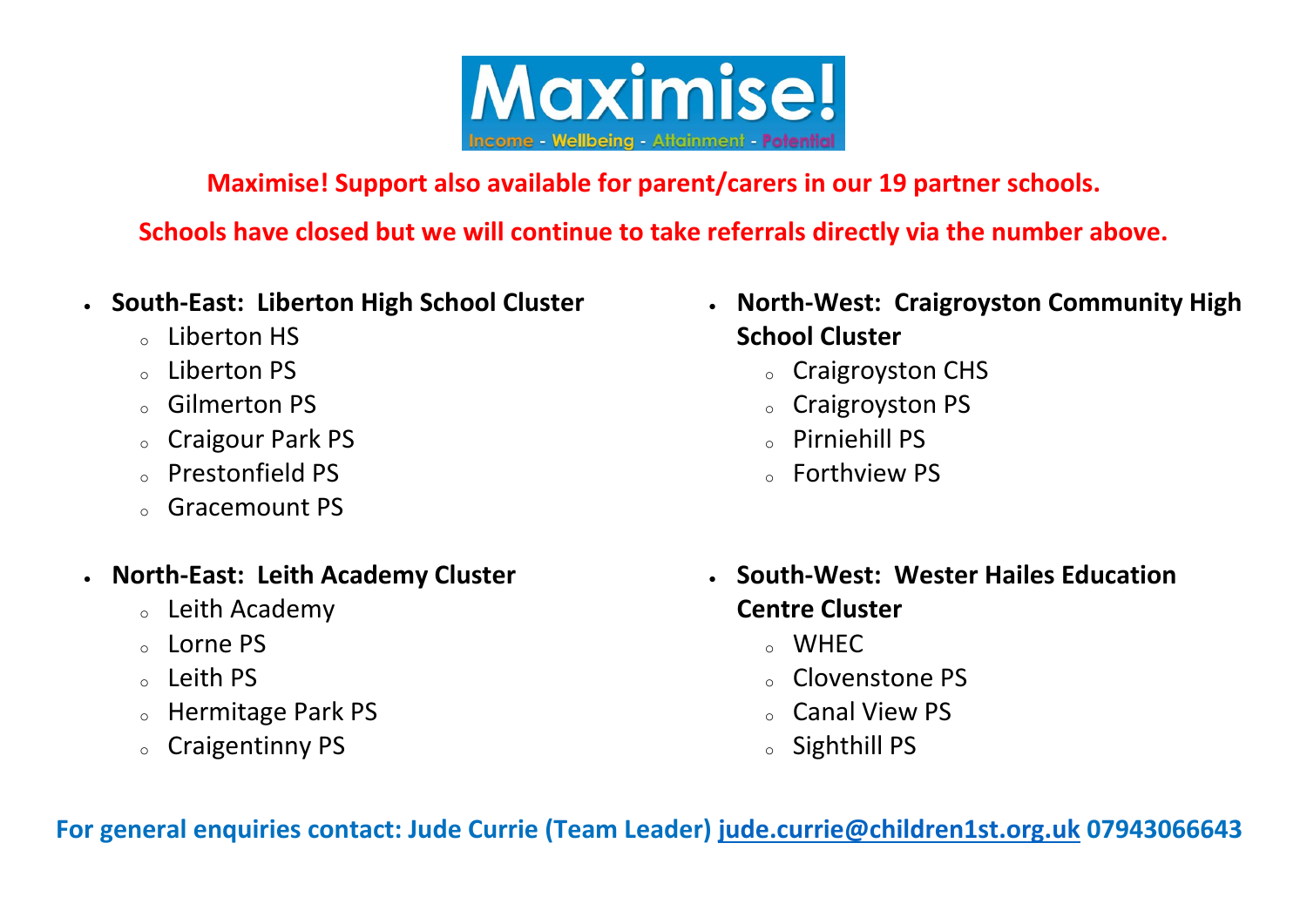# Maximise!

Income - Wellbeing - Attainment - Potential

**Maximise! Support also available for parent/carers in our 19 partner schools.**

**Schools have closed but we will continue to take referrals directly via the number above.**

- **South-East: Liberton High School Cluster**
  - Liberton HS
  - Liberton PS
  - Gilmerton PS
  - Craigour Park PS
  - Prestonfield PS
  - Gracemount PS

- **North-East: Leith Academy Cluster**
  - Leith Academy
  - Lorne PS
  - Leith PS
  - Hermitage Park PS
  - Craigentinny PS

- **North-West: Craigroyston Community High School Cluster**
  - Craigroyston CHS
  - Craigroyston PS
  - Pirniehill PS
  - Forthview PS

- **South-West: Wester Hailes Education Centre Cluster**
  - WHEC
  - Clovenstone PS
  - Canal View PS
  - Sighthill PS

**For general enquiries contact: Jude Currie (Team Leader) jude.currie@children1st.org.uk 07943066643**